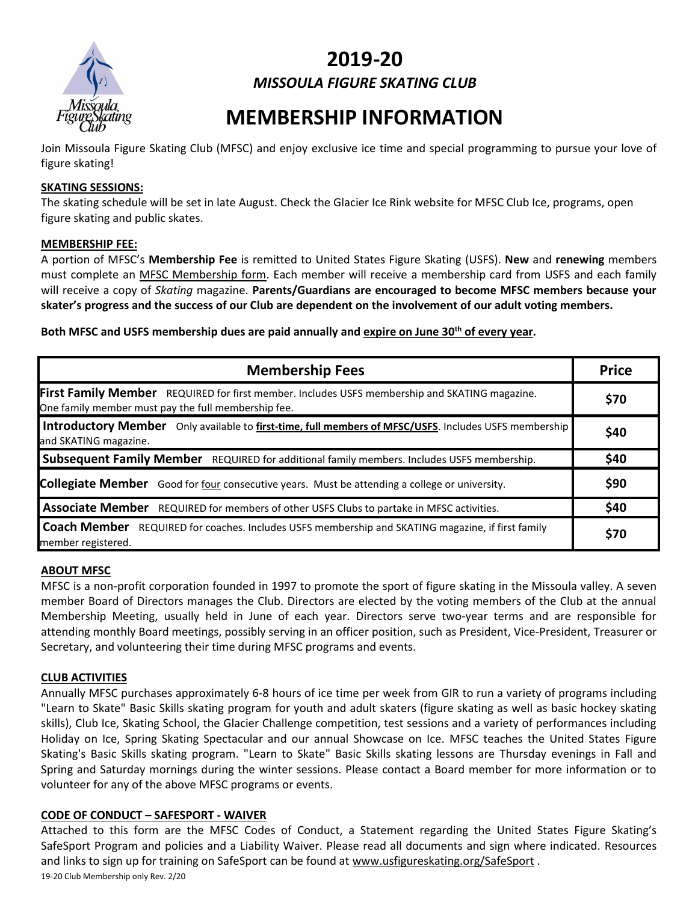# 2019-20

## *MISSOULA FIGURE SKATING CLUB*

# MEMBERSHIP INFORMATION

Join Missoula Figure Skating Club (MFSC) and enjoy exclusive ice time and special programming to pursue your love of figure skating!

**SKATING SESSIONS:**

The skating schedule will be set in late August. Check the Glacier Ice Rink website for MFSC Club Ice, programs, open figure skating and public skates.

**MEMBERSHIP FEE:**

A portion of MFSC's **Membership Fee** is remitted to United States Figure Skating (USFS). **New** and **renewing** members must complete an MFSC Membership form. Each member will receive a membership card from USFS and each family will receive a copy of *Skating* magazine. **Parents/Guardians are encouraged to become MFSC members because your skater's progress and the success of our Club are dependent on the involvement of our adult voting members.**

**Both MFSC and USFS membership dues are paid annually and expire on June 30th of every year.**

| Membership Fees | Price |
|---|---|
| **First Family Member** REQUIRED for first member. Includes USFS membership and SKATING magazine. One family member must pay the full membership fee. | **$70** |
| **Introductory Member** Only available to **first-time, full members of MFSC/USFS**. Includes USFS membership and SKATING magazine. | **$40** |
| **Subsequent Family Member** REQUIRED for additional family members. Includes USFS membership. | **$40** |
| **Collegiate Member** Good for four consecutive years. Must be attending a college or university. | **$90** |
| **Associate Member** REQUIRED for members of other USFS Clubs to partake in MFSC activities. | **$40** |
| **Coach Member** REQUIRED for coaches. Includes USFS membership and SKATING magazine, if first family member registered. | **$70** |

**ABOUT MFSC**

MFSC is a non-profit corporation founded in 1997 to promote the sport of figure skating in the Missoula valley. A seven member Board of Directors manages the Club. Directors are elected by the voting members of the Club at the annual Membership Meeting, usually held in June of each year. Directors serve two-year terms and are responsible for attending monthly Board meetings, possibly serving in an officer position, such as President, Vice-President, Treasurer or Secretary, and volunteering their time during MFSC programs and events.

**CLUB ACTIVITIES**

Annually MFSC purchases approximately 6-8 hours of ice time per week from GIR to run a variety of programs including "Learn to Skate" Basic Skills skating program for youth and adult skaters (figure skating as well as basic hockey skating skills), Club Ice, Skating School, the Glacier Challenge competition, test sessions and a variety of performances including Holiday on Ice, Spring Skating Spectacular and our annual Showcase on Ice. MFSC teaches the United States Figure Skating's Basic Skills skating program. "Learn to Skate" Basic Skills skating lessons are Thursday evenings in Fall and Spring and Saturday mornings during the winter sessions. Please contact a Board member for more information or to volunteer for any of the above MFSC programs or events.

**CODE OF CONDUCT – SAFESPORT - WAIVER**

Attached to this form are the MFSC Codes of Conduct, a Statement regarding the United States Figure Skating's SafeSport Program and policies and a Liability Waiver. Please read all documents and sign where indicated. Resources and links to sign up for training on SafeSport can be found at www.usfigureskating.org/SafeSport .

19-20 Club Membership only Rev. 2/20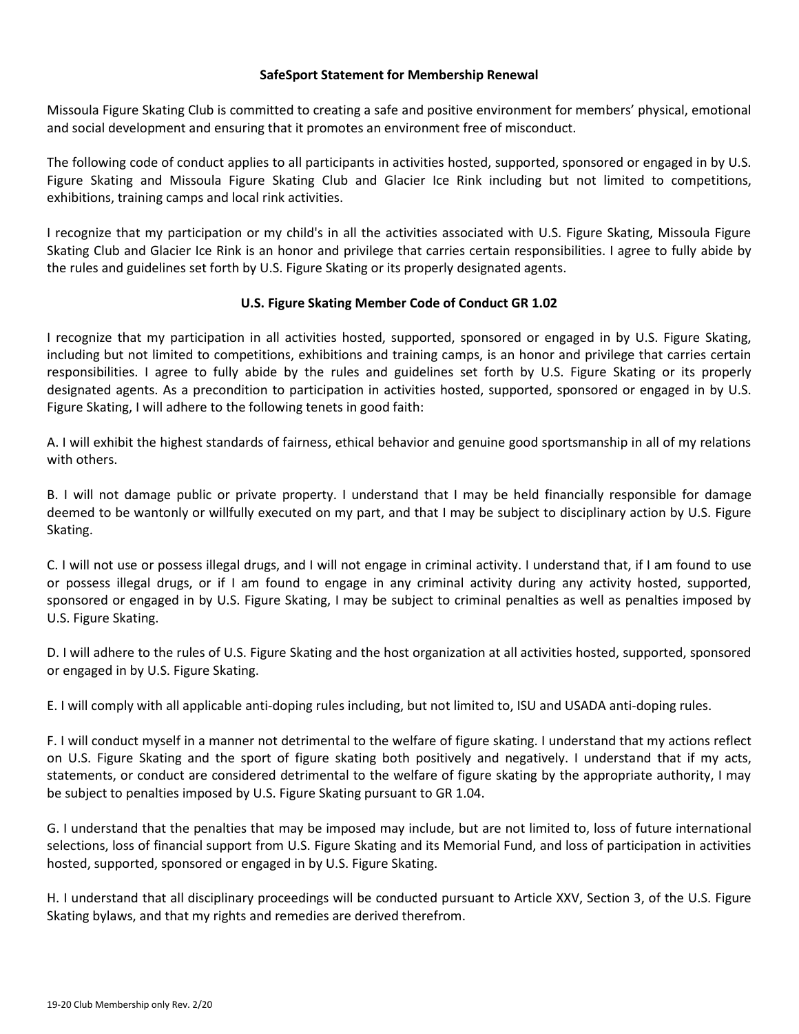**SafeSport Statement for Membership Renewal**

Missoula Figure Skating Club is committed to creating a safe and positive environment for members' physical, emotional and social development and ensuring that it promotes an environment free of misconduct.

The following code of conduct applies to all participants in activities hosted, supported, sponsored or engaged in by U.S. Figure Skating and Missoula Figure Skating Club and Glacier Ice Rink including but not limited to competitions, exhibitions, training camps and local rink activities.

I recognize that my participation or my child's in all the activities associated with U.S. Figure Skating, Missoula Figure Skating Club and Glacier Ice Rink is an honor and privilege that carries certain responsibilities. I agree to fully abide by the rules and guidelines set forth by U.S. Figure Skating or its properly designated agents.

**U.S. Figure Skating Member Code of Conduct GR 1.02**

I recognize that my participation in all activities hosted, supported, sponsored or engaged in by U.S. Figure Skating, including but not limited to competitions, exhibitions and training camps, is an honor and privilege that carries certain responsibilities. I agree to fully abide by the rules and guidelines set forth by U.S. Figure Skating or its properly designated agents. As a precondition to participation in activities hosted, supported, sponsored or engaged in by U.S. Figure Skating, I will adhere to the following tenets in good faith:

A. I will exhibit the highest standards of fairness, ethical behavior and genuine good sportsmanship in all of my relations with others.

B. I will not damage public or private property. I understand that I may be held financially responsible for damage deemed to be wantonly or willfully executed on my part, and that I may be subject to disciplinary action by U.S. Figure Skating.

C. I will not use or possess illegal drugs, and I will not engage in criminal activity. I understand that, if I am found to use or possess illegal drugs, or if I am found to engage in any criminal activity during any activity hosted, supported, sponsored or engaged in by U.S. Figure Skating, I may be subject to criminal penalties as well as penalties imposed by U.S. Figure Skating.

D. I will adhere to the rules of U.S. Figure Skating and the host organization at all activities hosted, supported, sponsored or engaged in by U.S. Figure Skating.

E. I will comply with all applicable anti-doping rules including, but not limited to, ISU and USADA anti-doping rules.

F. I will conduct myself in a manner not detrimental to the welfare of figure skating. I understand that my actions reflect on U.S. Figure Skating and the sport of figure skating both positively and negatively. I understand that if my acts, statements, or conduct are considered detrimental to the welfare of figure skating by the appropriate authority, I may be subject to penalties imposed by U.S. Figure Skating pursuant to GR 1.04.

G. I understand that the penalties that may be imposed may include, but are not limited to, loss of future international selections, loss of financial support from U.S. Figure Skating and its Memorial Fund, and loss of participation in activities hosted, supported, sponsored or engaged in by U.S. Figure Skating.

H. I understand that all disciplinary proceedings will be conducted pursuant to Article XXV, Section 3, of the U.S. Figure Skating bylaws, and that my rights and remedies are derived therefrom.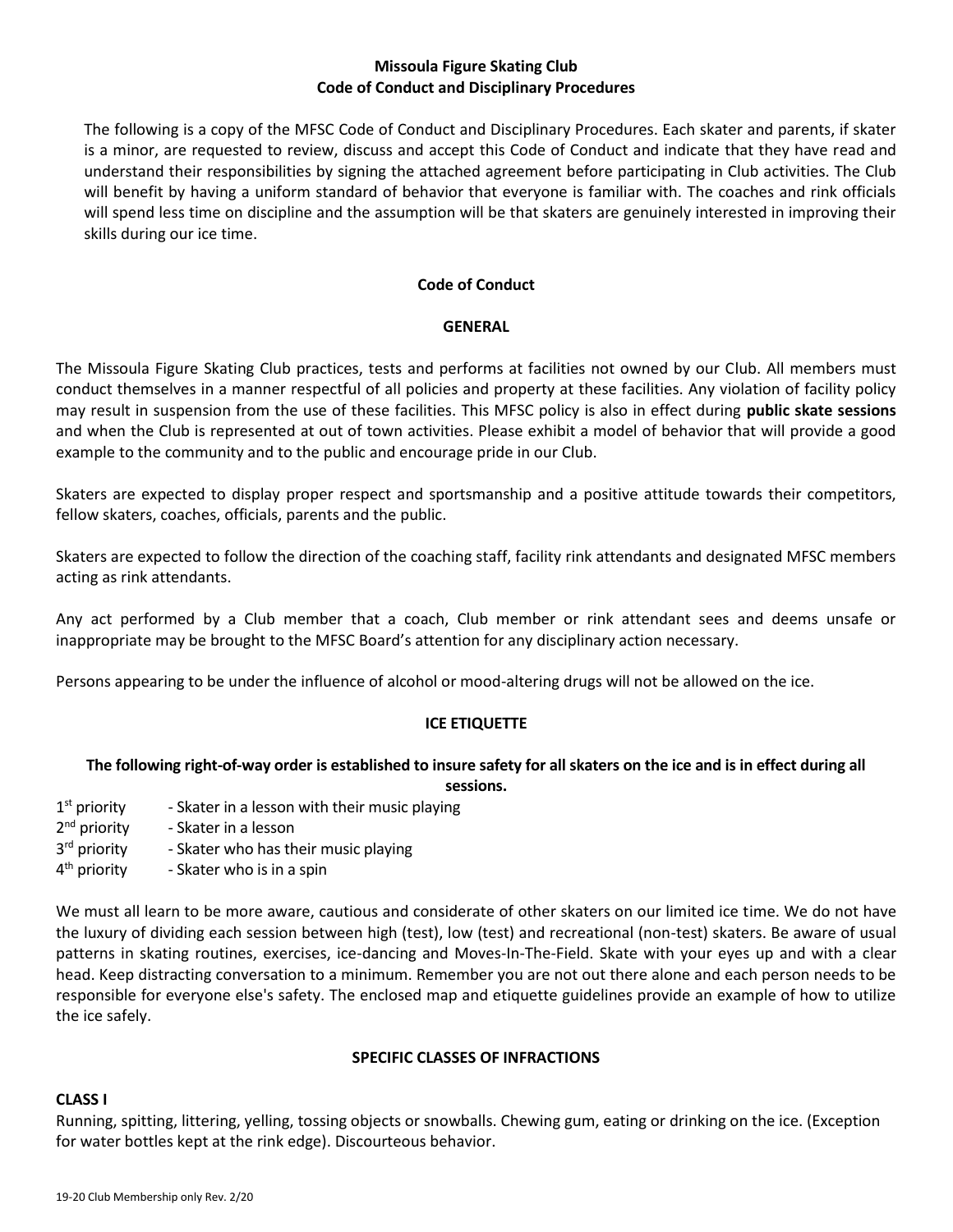**Missoula Figure Skating Club**
**Code of Conduct and Disciplinary Procedures**

The following is a copy of the MFSC Code of Conduct and Disciplinary Procedures. Each skater and parents, if skater is a minor, are requested to review, discuss and accept this Code of Conduct and indicate that they have read and understand their responsibilities by signing the attached agreement before participating in Club activities. The Club will benefit by having a uniform standard of behavior that everyone is familiar with. The coaches and rink officials will spend less time on discipline and the assumption will be that skaters are genuinely interested in improving their skills during our ice time.

## Code of Conduct

### GENERAL

The Missoula Figure Skating Club practices, tests and performs at facilities not owned by our Club. All members must conduct themselves in a manner respectful of all policies and property at these facilities. Any violation of facility policy may result in suspension from the use of these facilities. This MFSC policy is also in effect during **public skate sessions** and when the Club is represented at out of town activities. Please exhibit a model of behavior that will provide a good example to the community and to the public and encourage pride in our Club.

Skaters are expected to display proper respect and sportsmanship and a positive attitude towards their competitors, fellow skaters, coaches, officials, parents and the public.

Skaters are expected to follow the direction of the coaching staff, facility rink attendants and designated MFSC members acting as rink attendants.

Any act performed by a Club member that a coach, Club member or rink attendant sees and deems unsafe or inappropriate may be brought to the MFSC Board's attention for any disciplinary action necessary.

Persons appearing to be under the influence of alcohol or mood-altering drugs will not be allowed on the ice.

### ICE ETIQUETTE

**The following right-of-way order is established to insure safety for all skaters on the ice and is in effect during all sessions.**

1st priority - Skater in a lesson with their music playing
2nd priority - Skater in a lesson
3rd priority - Skater who has their music playing
4th priority - Skater who is in a spin

We must all learn to be more aware, cautious and considerate of other skaters on our limited ice time. We do not have the luxury of dividing each session between high (test), low (test) and recreational (non-test) skaters. Be aware of usual patterns in skating routines, exercises, ice-dancing and Moves-In-The-Field. Skate with your eyes up and with a clear head. Keep distracting conversation to a minimum. Remember you are not out there alone and each person needs to be responsible for everyone else's safety. The enclosed map and etiquette guidelines provide an example of how to utilize the ice safely.

### SPECIFIC CLASSES OF INFRACTIONS

**CLASS I**

Running, spitting, littering, yelling, tossing objects or snowballs. Chewing gum, eating or drinking on the ice. (Exception for water bottles kept at the rink edge). Discourteous behavior.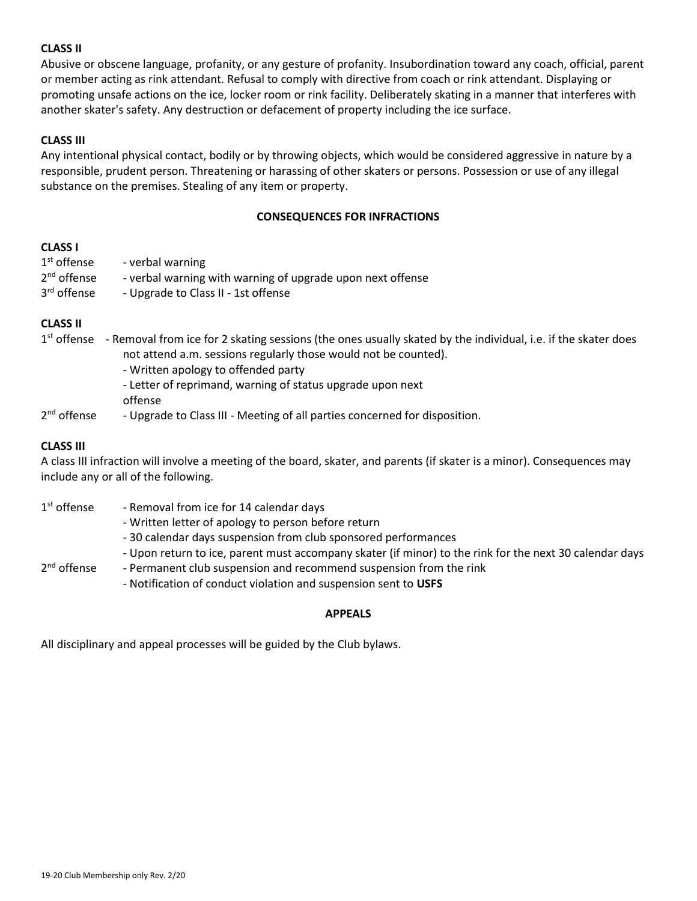**CLASS II**

Abusive or obscene language, profanity, or any gesture of profanity. Insubordination toward any coach, official, parent or member acting as rink attendant. Refusal to comply with directive from coach or rink attendant. Displaying or promoting unsafe actions on the ice, locker room or rink facility. Deliberately skating in a manner that interferes with another skater's safety. Any destruction or defacement of property including the ice surface.

**CLASS III**

Any intentional physical contact, bodily or by throwing objects, which would be considered aggressive in nature by a responsible, prudent person. Threatening or harassing of other skaters or persons. Possession or use of any illegal substance on the premises. Stealing of any item or property.

## CONSEQUENCES FOR INFRACTIONS

**CLASS I**

1st offense - verbal warning
2nd offense - verbal warning with warning of upgrade upon next offense
3rd offense - Upgrade to Class II - 1st offense

**CLASS II**

1st offense - Removal from ice for 2 skating sessions (the ones usually skated by the individual, i.e. if the skater does not attend a.m. sessions regularly those would not be counted).
- Written apology to offended party
- Letter of reprimand, warning of status upgrade upon next offense

2nd offense - Upgrade to Class III - Meeting of all parties concerned for disposition.

**CLASS III**

A class III infraction will involve a meeting of the board, skater, and parents (if skater is a minor). Consequences may include any or all of the following.

1st offense - Removal from ice for 14 calendar days
- Written letter of apology to person before return
- 30 calendar days suspension from club sponsored performances
- Upon return to ice, parent must accompany skater (if minor) to the rink for the next 30 calendar days

2nd offense - Permanent club suspension and recommend suspension from the rink
- Notification of conduct violation and suspension sent to **USFS**

## APPEALS

All disciplinary and appeal processes will be guided by the Club bylaws.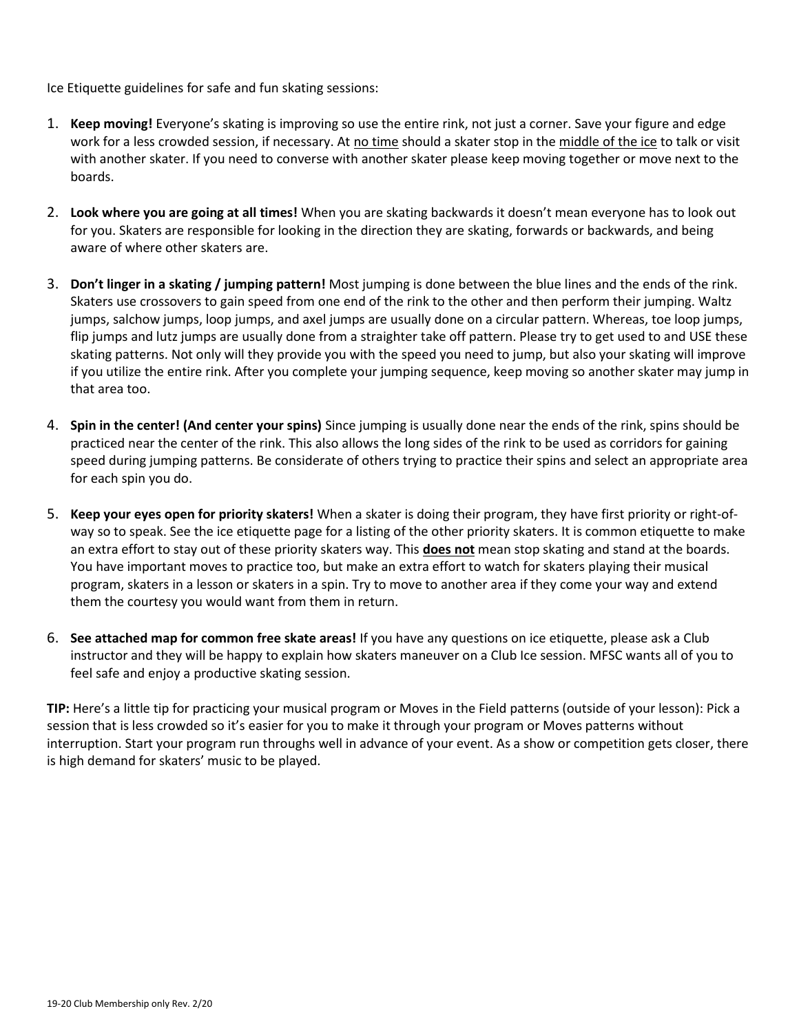Ice Etiquette guidelines for safe and fun skating sessions:

1. **Keep moving!** Everyone's skating is improving so use the entire rink, not just a corner. Save your figure and edge work for a less crowded session, if necessary. At <u>no time</u> should a skater stop in the <u>middle of the ice</u> to talk or visit with another skater. If you need to converse with another skater please keep moving together or move next to the boards.

2. **Look where you are going at all times!** When you are skating backwards it doesn't mean everyone has to look out for you. Skaters are responsible for looking in the direction they are skating, forwards or backwards, and being aware of where other skaters are.

3. **Don't linger in a skating / jumping pattern!** Most jumping is done between the blue lines and the ends of the rink. Skaters use crossovers to gain speed from one end of the rink to the other and then perform their jumping. Waltz jumps, salchow jumps, loop jumps, and axel jumps are usually done on a circular pattern. Whereas, toe loop jumps, flip jumps and lutz jumps are usually done from a straighter take off pattern. Please try to get used to and USE these skating patterns. Not only will they provide you with the speed you need to jump, but also your skating will improve if you utilize the entire rink. After you complete your jumping sequence, keep moving so another skater may jump in that area too.

4. **Spin in the center! (And center your spins)** Since jumping is usually done near the ends of the rink, spins should be practiced near the center of the rink. This also allows the long sides of the rink to be used as corridors for gaining speed during jumping patterns. Be considerate of others trying to practice their spins and select an appropriate area for each spin you do.

5. **Keep your eyes open for priority skaters!** When a skater is doing their program, they have first priority or right-of-way so to speak. See the ice etiquette page for a listing of the other priority skaters. It is common etiquette to make an extra effort to stay out of these priority skaters way. This <u>**does not**</u> mean stop skating and stand at the boards. You have important moves to practice too, but make an extra effort to watch for skaters playing their musical program, skaters in a lesson or skaters in a spin. Try to move to another area if they come your way and extend them the courtesy you would want from them in return.

6. **See attached map for common free skate areas!** If you have any questions on ice etiquette, please ask a Club instructor and they will be happy to explain how skaters maneuver on a Club Ice session. MFSC wants all of you to feel safe and enjoy a productive skating session.

**TIP:** Here's a little tip for practicing your musical program or Moves in the Field patterns (outside of your lesson): Pick a session that is less crowded so it's easier for you to make it through your program or Moves patterns without interruption. Start your program run throughs well in advance of your event. As a show or competition gets closer, there is high demand for skaters' music to be played.

19-20 Club Membership only Rev. 2/20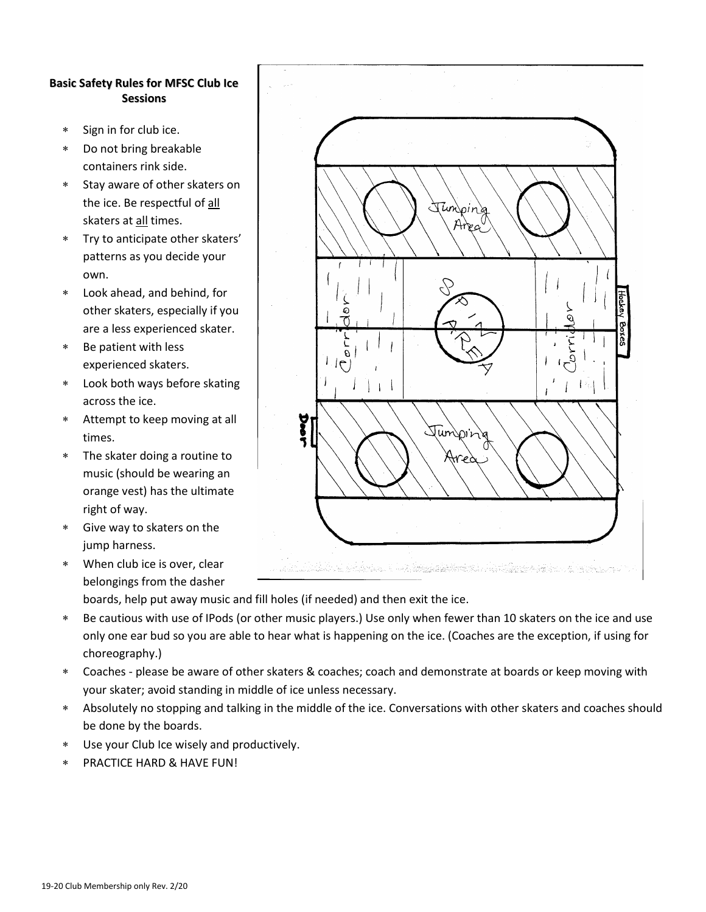**Basic Safety Rules for MFSC Club Ice Sessions**

- Sign in for club ice.
- Do not bring breakable containers rink side.
- Stay aware of other skaters on the ice. Be respectful of all skaters at all times.
- Try to anticipate other skaters' patterns as you decide your own.
- Look ahead, and behind, for other skaters, especially if you are a less experienced skater.
- Be patient with less experienced skaters.
- Look both ways before skating across the ice.
- Attempt to keep moving at all times.
- The skater doing a routine to music (should be wearing an orange vest) has the ultimate right of way.
- Give way to skaters on the jump harness.
- When club ice is over, clear belongings from the dasher boards, help put away music and fill holes (if needed) and then exit the ice.
- Be cautious with use of IPods (or other music players.) Use only when fewer than 10 skaters on the ice and use only one ear bud so you are able to hear what is happening on the ice. (Coaches are the exception, if using for choreography.)
- Coaches - please be aware of other skaters & coaches; coach and demonstrate at boards or keep moving with your skater; avoid standing in middle of ice unless necessary.
- Absolutely no stopping and talking in the middle of the ice. Conversations with other skaters and coaches should be done by the boards.
- Use your Club Ice wisely and productively.
- PRACTICE HARD & HAVE FUN!

Jumping Area

Corridor

SPIN AREA

Corridor

Hockey Boxes

Door

Jumping Area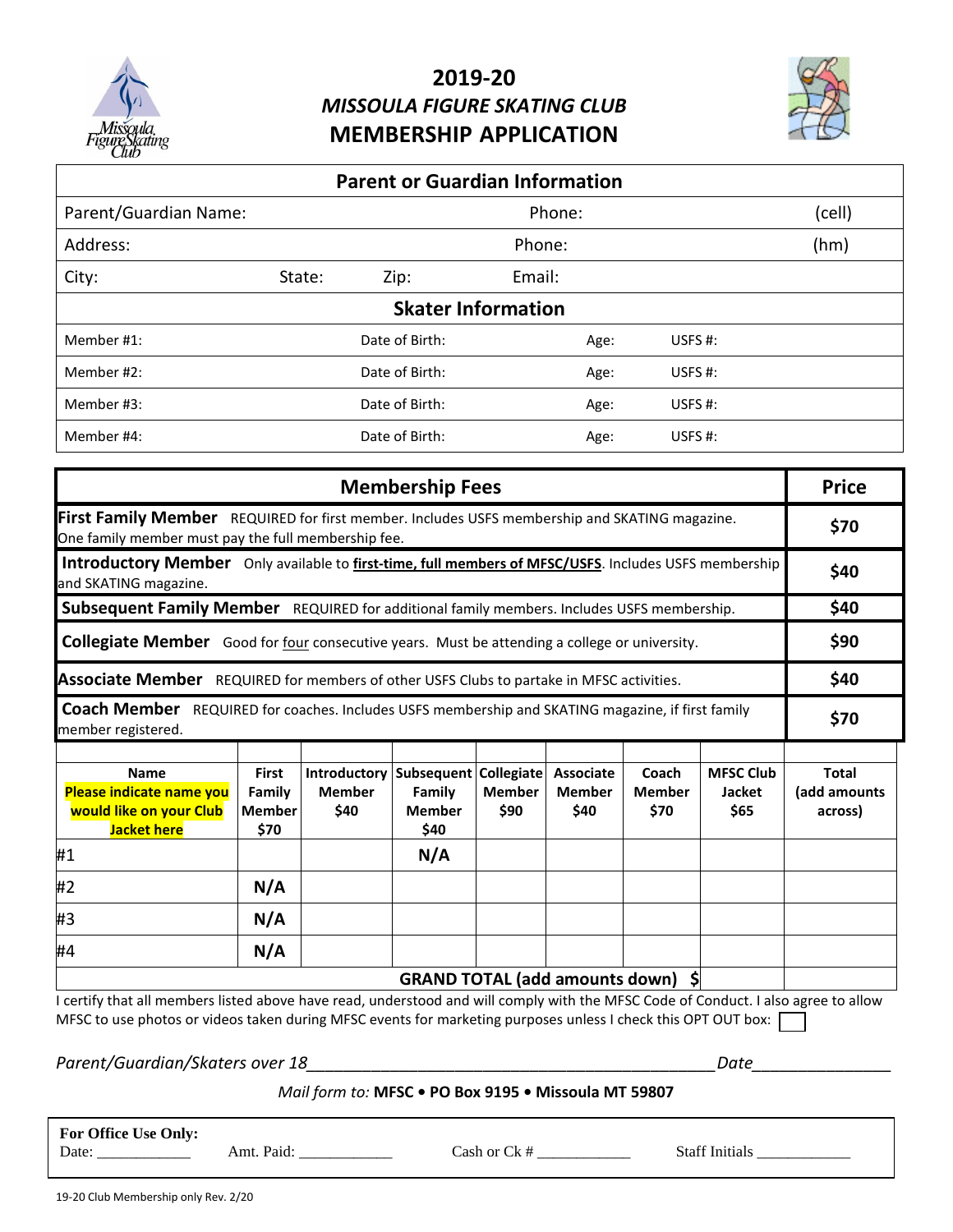# 2019-20
## *MISSOULA FIGURE SKATING CLUB*
## MEMBERSHIP APPLICATION

| Parent or Guardian Information | | | |
|---|---|---|---|
| Parent/Guardian Name: | | Phone: | (cell) |
| Address: | | Phone: | (hm) |
| City: | State: Zip: | Email: | |

| Skater Information | | | |
|---|---|---|---|
| Member #1: | Date of Birth: | Age: | USFS #: |
| Member #2: | Date of Birth: | Age: | USFS #: |
| Member #3: | Date of Birth: | Age: | USFS #: |
| Member #4: | Date of Birth: | Age: | USFS #: |

| Membership Fees | Price |
|---|---|
| **First Family Member** REQUIRED for first member. Includes USFS membership and SKATING magazine. One family member must pay the full membership fee. | **$70** |
| **Introductory Member** Only available to **first-time, full members of MFSC/USFS**. Includes USFS membership and SKATING magazine. | **$40** |
| **Subsequent Family Member** REQUIRED for additional family members. Includes USFS membership. | **$40** |
| **Collegiate Member** Good for four consecutive years. Must be attending a college or university. | **$90** |
| **Associate Member** REQUIRED for members of other USFS Clubs to partake in MFSC activities. | **$40** |
| **Coach Member** REQUIRED for coaches. Includes USFS membership and SKATING magazine, if first family member registered. | **$70** |

| Name **Please indicate name you would like on your Club Jacket here** | First Family Member $70 | Introductory Member $40 | Subsequent Family Member $40 | Collegiate Member $90 | Associate Member $40 | Coach Member $70 | MFSC Club Jacket $65 | Total (add amounts across) |
|---|---|---|---|---|---|---|---|---|
| #1 | | | N/A | | | | | |
| #2 | N/A | | | | | | | |
| #3 | N/A | | | | | | | |
| #4 | N/A | | | | | | | |
| | | | | | **GRAND TOTAL (add amounts down)** | | **$** | |

I certify that all members listed above have read, understood and will comply with the MFSC Code of Conduct. I also agree to allow MFSC to use photos or videos taken during MFSC events for marketing purposes unless I check this OPT OUT box: ☐

*Parent/Guardian/Skaters over 18*_____________________________________________*Date*_______________

*Mail form to:* **MFSC • PO Box 9195 • Missoula MT 59807**

**For Office Use Only:**
Date: ____________ Amt. Paid: ____________ Cash or Ck # ____________ Staff Initials ____________

19-20 Club Membership only Rev. 2/20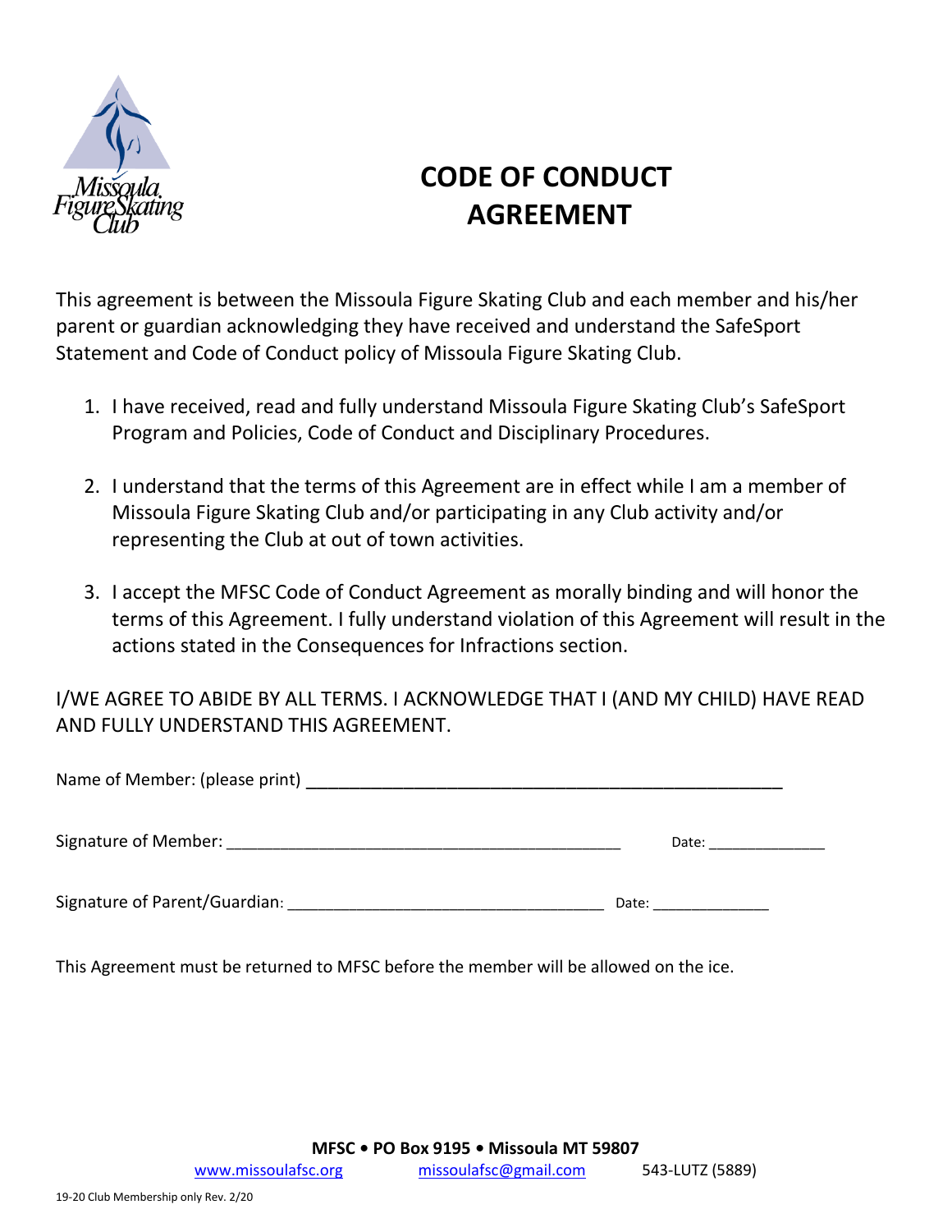# CODE OF CONDUCT AGREEMENT

This agreement is between the Missoula Figure Skating Club and each member and his/her parent or guardian acknowledging they have received and understand the SafeSport Statement and Code of Conduct policy of Missoula Figure Skating Club.

1. I have received, read and fully understand Missoula Figure Skating Club's SafeSport Program and Policies, Code of Conduct and Disciplinary Procedures.

2. I understand that the terms of this Agreement are in effect while I am a member of Missoula Figure Skating Club and/or participating in any Club activity and/or representing the Club at out of town activities.

3. I accept the MFSC Code of Conduct Agreement as morally binding and will honor the terms of this Agreement. I fully understand violation of this Agreement will result in the actions stated in the Consequences for Infractions section.

I/WE AGREE TO ABIDE BY ALL TERMS. I ACKNOWLEDGE THAT I (AND MY CHILD) HAVE READ AND FULLY UNDERSTAND THIS AGREEMENT.

Name of Member: (please print) ___________________________________________________

Signature of Member: ___________________________________________ Date: _____________

Signature of Parent/Guardian: ___________________________________ Date: _____________

This Agreement must be returned to MFSC before the member will be allowed on the ice.

**MFSC • PO Box 9195 • Missoula MT 59807**

www.missoulafsc.org missoulafsc@gmail.com 543-LUTZ (5889)

19-20 Club Membership only Rev. 2/20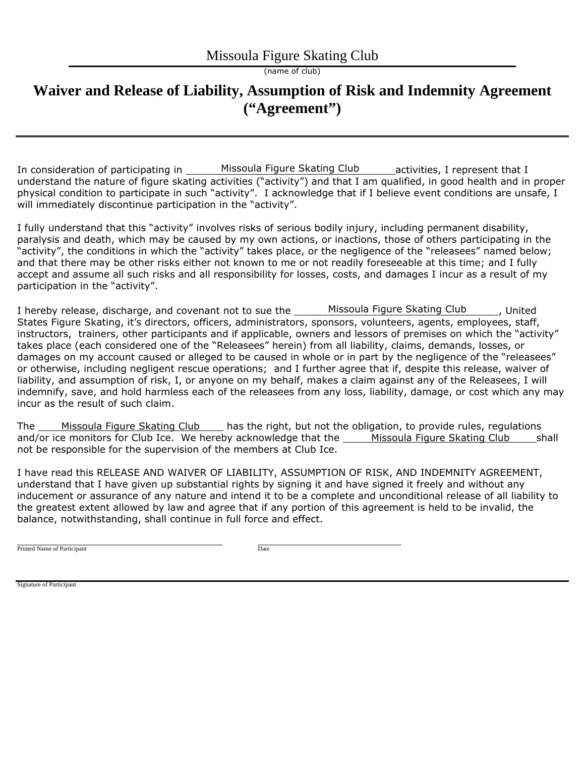Missoula Figure Skating Club

(name of club)

# Waiver and Release of Liability, Assumption of Risk and Indemnity Agreement ("Agreement")

---

In consideration of participating in Missoula Figure Skating Club activities, I represent that I understand the nature of figure skating activities ("activity") and that I am qualified, in good health and in proper physical condition to participate in such "activity". I acknowledge that if I believe event conditions are unsafe, I will immediately discontinue participation in the "activity".

I fully understand that this "activity" involves risks of serious bodily injury, including permanent disability, paralysis and death, which may be caused by my own actions, or inactions, those of others participating in the "activity", the conditions in which the "activity" takes place, or the negligence of the "releasees" named below; and that there may be other risks either not known to me or not readily foreseeable at this time; and I fully accept and assume all such risks and all responsibility for losses, costs, and damages I incur as a result of my participation in the "activity".

I hereby release, discharge, and covenant not to sue the Missoula Figure Skating Club, United States Figure Skating, it's directors, officers, administrators, sponsors, volunteers, agents, employees, staff, instructors, trainers, other participants and if applicable, owners and lessors of premises on which the "activity" takes place (each considered one of the "Releasees" herein) from all liability, claims, demands, losses, or damages on my account caused or alleged to be caused in whole or in part by the negligence of the "releasees" or otherwise, including negligent rescue operations; and I further agree that if, despite this release, waiver of liability, and assumption of risk, I, or anyone on my behalf, makes a claim against any of the Releasees, I will indemnify, save, and hold harmless each of the releasees from any loss, liability, damage, or cost which any may incur as the result of such claim.

The Missoula Figure Skating Club has the right, but not the obligation, to provide rules, regulations and/or ice monitors for Club Ice. We hereby acknowledge that the Missoula Figure Skating Club shall not be responsible for the supervision of the members at Club Ice.

I have read this RELEASE AND WAIVER OF LIABILITY, ASSUMPTION OF RISK, AND INDEMNITY AGREEMENT, understand that I have given up substantial rights by signing it and have signed it freely and without any inducement or assurance of any nature and intend it to be a complete and unconditional release of all liability to the greatest extent allowed by law and agree that if any portion of this agreement is held to be invalid, the balance, notwithstanding, shall continue in full force and effect.

\_\_\_\_\_\_\_\_\_\_\_\_\_\_\_\_\_\_\_\_\_\_\_\_\_\_\_\_\_\_\_\_\_\_\_\_\_\_\_\_ \_\_\_\_\_\_\_\_\_\_\_\_\_\_\_\_\_\_\_\_\_\_\_\_\_\_\_\_

Printed Name of Participant Date

\_\_\_\_\_\_\_\_\_\_\_\_\_\_\_\_\_\_\_\_\_\_\_\_\_\_\_\_\_\_\_\_\_\_\_\_\_\_\_\_

Signature of Participant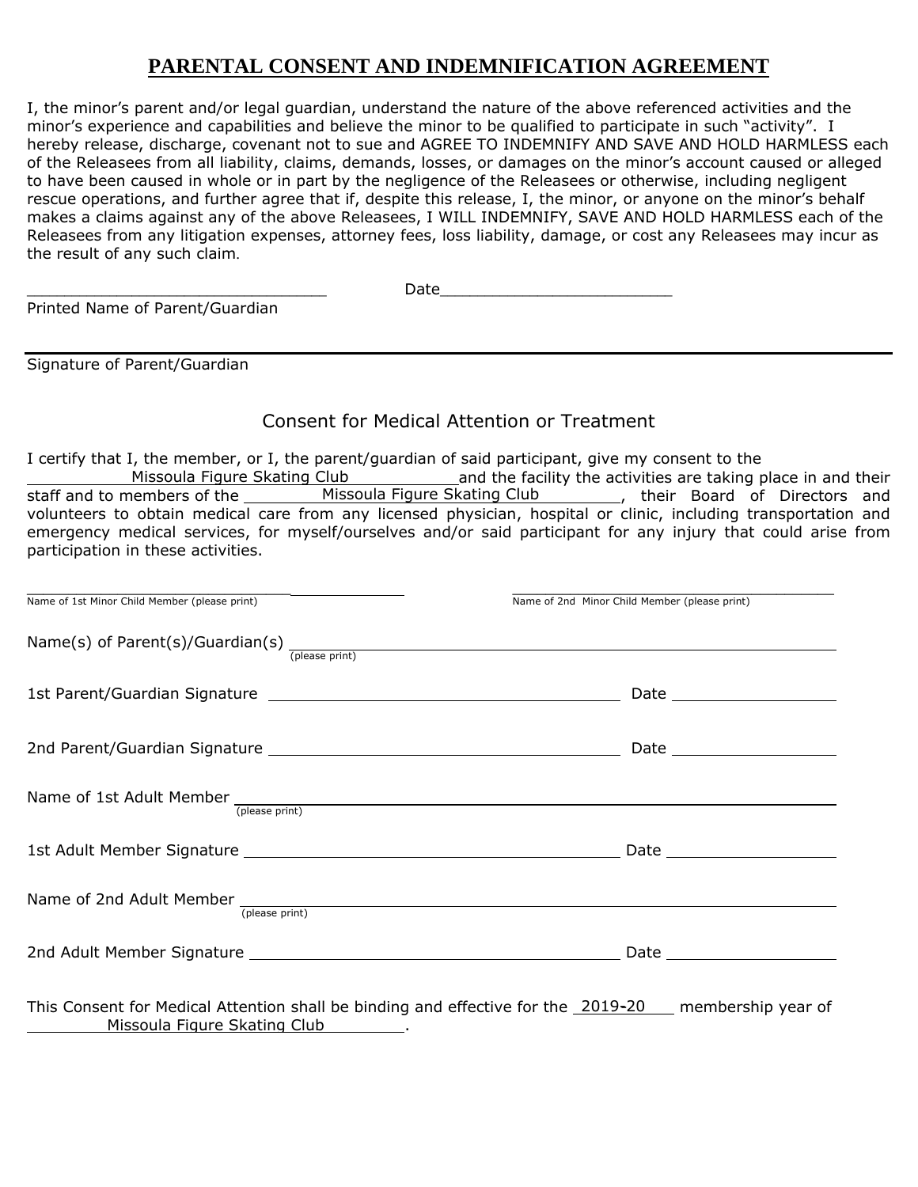# PARENTAL CONSENT AND INDEMNIFICATION AGREEMENT

I, the minor's parent and/or legal guardian, understand the nature of the above referenced activities and the minor's experience and capabilities and believe the minor to be qualified to participate in such "activity". I hereby release, discharge, covenant not to sue and AGREE TO INDEMNIFY AND SAVE AND HOLD HARMLESS each of the Releasees from all liability, claims, demands, losses, or damages on the minor's account caused or alleged to have been caused in whole or in part by the negligence of the Releasees or otherwise, including negligent rescue operations, and further agree that if, despite this release, I, the minor, or anyone on the minor's behalf makes a claims against any of the above Releasees, I WILL INDEMNIFY, SAVE AND HOLD HARMLESS each of the Releasees from any litigation expenses, attorney fees, loss liability, damage, or cost any Releasees may incur as the result of any such claim.

________________________________ Date________________________

Printed Name of Parent/Guardian

________________________________

Signature of Parent/Guardian

## Consent for Medical Attention or Treatment

I certify that I, the member, or I, the parent/guardian of said participant, give my consent to the Missoula Figure Skating Club and the facility the activities are taking place in and their staff and to members of the Missoula Figure Skating Club, their Board of Directors and volunteers to obtain medical care from any licensed physician, hospital or clinic, including transportation and emergency medical services, for myself/ourselves and/or said participant for any injury that could arise from participation in these activities.

________________________________ ________________________________

Name of 1st Minor Child Member (please print) Name of 2nd Minor Child Member (please print)

Name(s) of Parent(s)/Guardian(s) ________________________________ (please print)

1st Parent/Guardian Signature ________________________________ Date ______________

2nd Parent/Guardian Signature ________________________________ Date ______________

Name of 1st Adult Member ________________________________ (please print)

1st Adult Member Signature ________________________________ Date ______________

Name of 2nd Adult Member ________________________________ (please print)

2nd Adult Member Signature ________________________________ Date ______________

This Consent for Medical Attention shall be binding and effective for the 2019-20 membership year of Missoula Figure Skating Club.